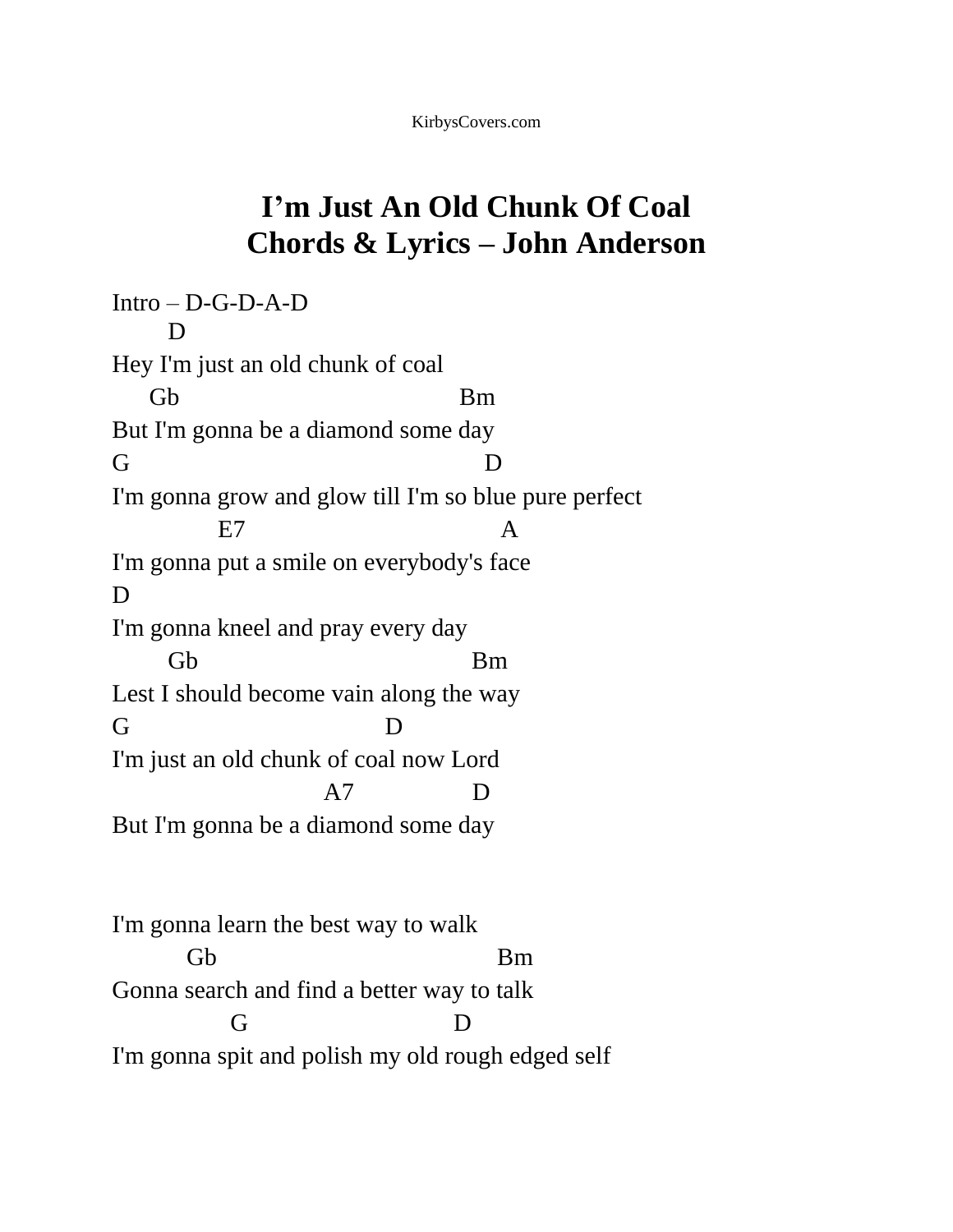KirbysCovers.com

# I'm Just An Old Chunk Of Coal
# Chords & Lyrics – John Anderson

```
Intro – D-G-D-A-D
       D
Hey I'm just an old chunk of coal
     Gb                              Bm
But I'm gonna be a diamond some day
G                                       D
I'm gonna grow and glow till I'm so blue pure perfect
             E7                          A
I'm gonna put a smile on everybody's face
D
I'm gonna kneel and pray every day
       Gb                              Bm
Lest I should become vain along the way
G                           D
I'm just an old chunk of coal now Lord
                      A7              D
But I'm gonna be a diamond some day


I'm gonna learn the best way to walk
         Gb                              Bm
Gonna search and find a better way to talk
              G                        D
I'm gonna spit and polish my old rough edged self
```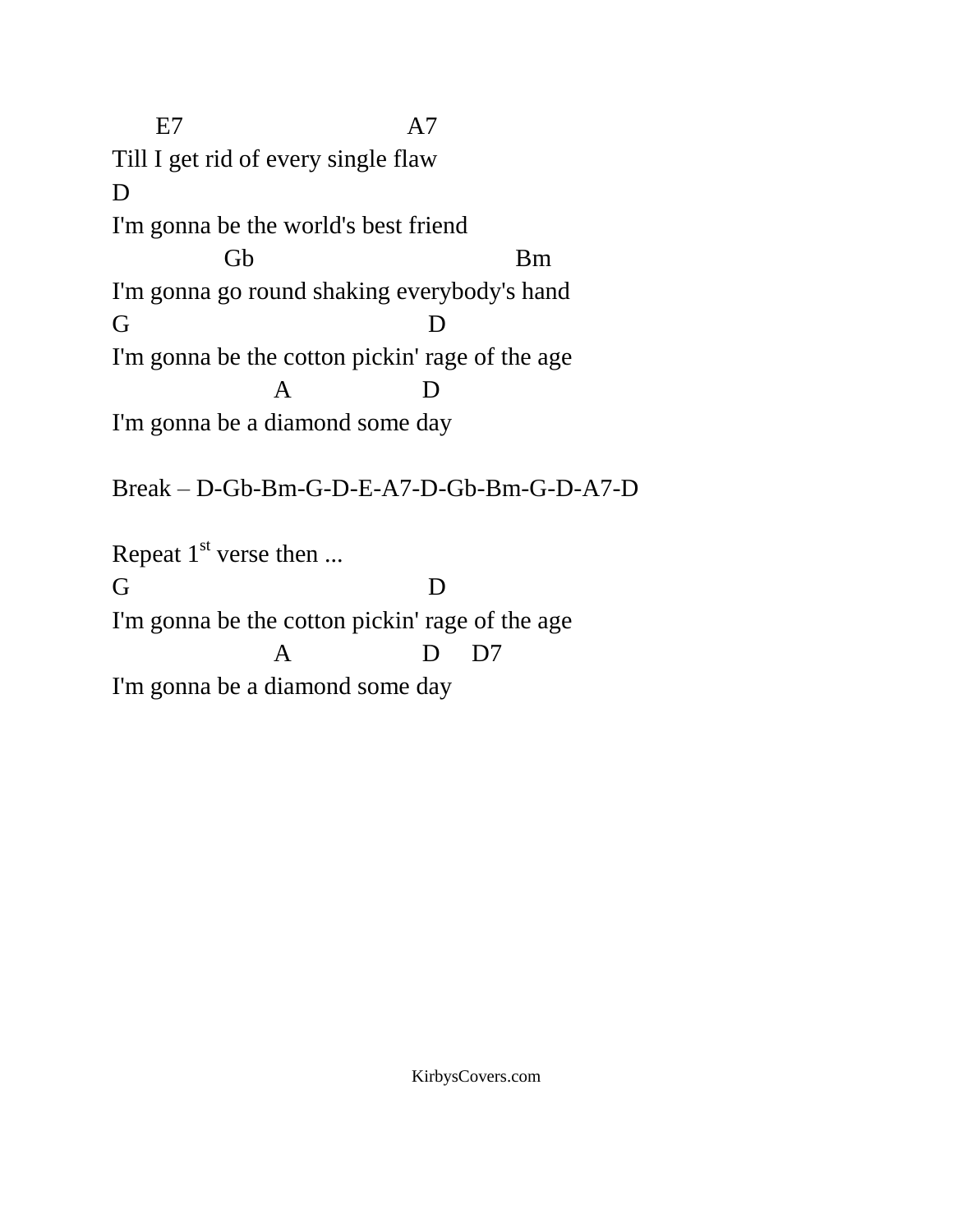```
      E7                              A7
Till I get rid of every single flaw
D
I'm gonna be the world's best friend
                Gb                                   Bm
I'm gonna go round shaking everybody's hand
G                                         D
I'm gonna be the cotton pickin' rage of the age
                       A                     D
I'm gonna be a diamond some day
```

Break – D-Gb-Bm-G-D-E-A7-D-Gb-Bm-G-D-A7-D

Repeat 1st verse then ...

```
G                                         D
I'm gonna be the cotton pickin' rage of the age
                       A                     D     D7
I'm gonna be a diamond some day
```

KirbysCovers.com